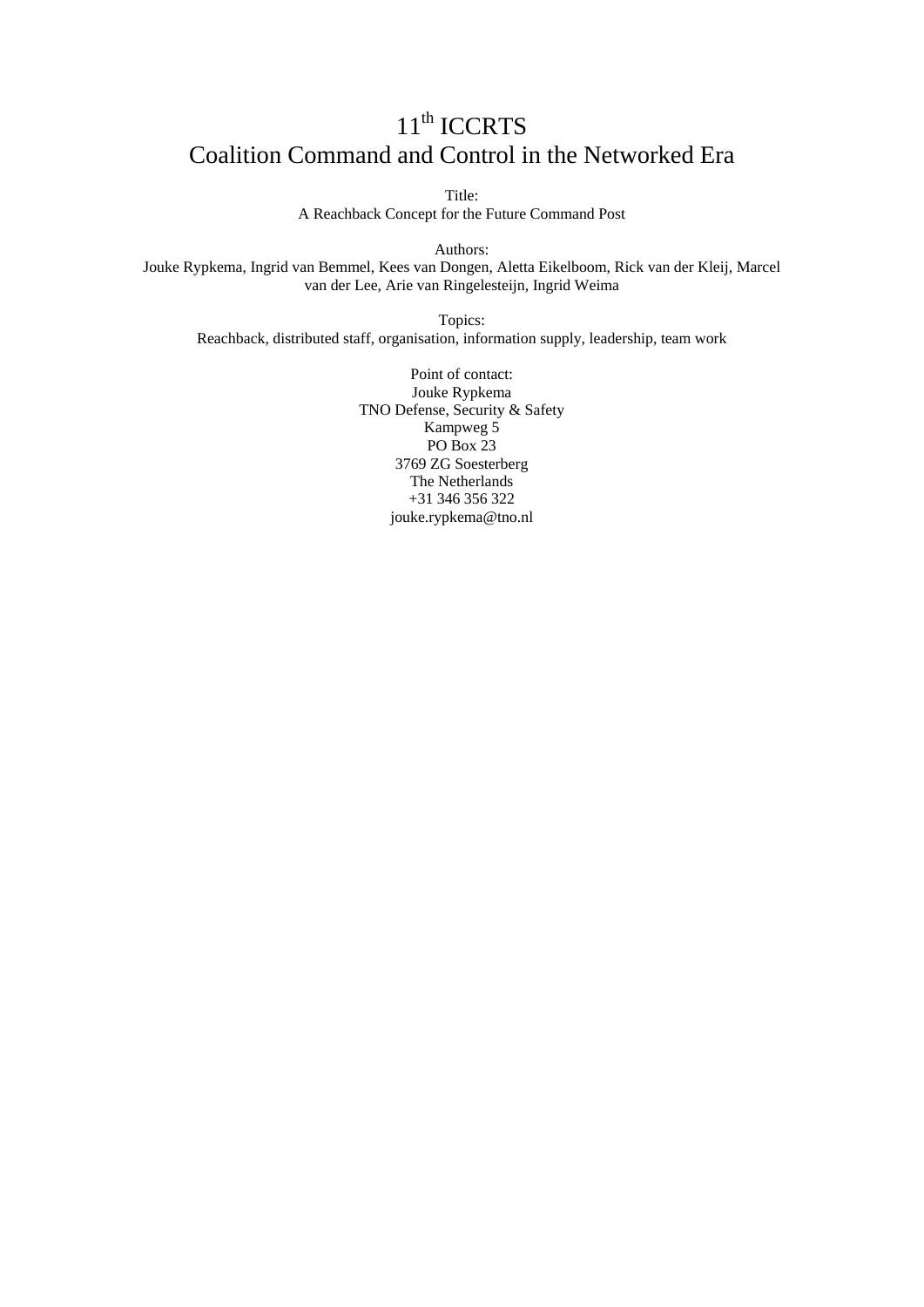# 11th ICCRTS
# Coalition Command and Control in the Networked Era

Title:
A Reachback Concept for the Future Command Post

Authors:
Jouke Rypkema, Ingrid van Bemmel, Kees van Dongen, Aletta Eikelboom, Rick van der Kleij, Marcel van der Lee, Arie van Ringelesteijn, Ingrid Weima

Topics:
Reachback, distributed staff, organisation, information supply, leadership, team work

Point of contact:
Jouke Rypkema
TNO Defense, Security & Safety
Kampweg 5
PO Box 23
3769 ZG Soesterberg
The Netherlands
+31 346 356 322
jouke.rypkema@tno.nl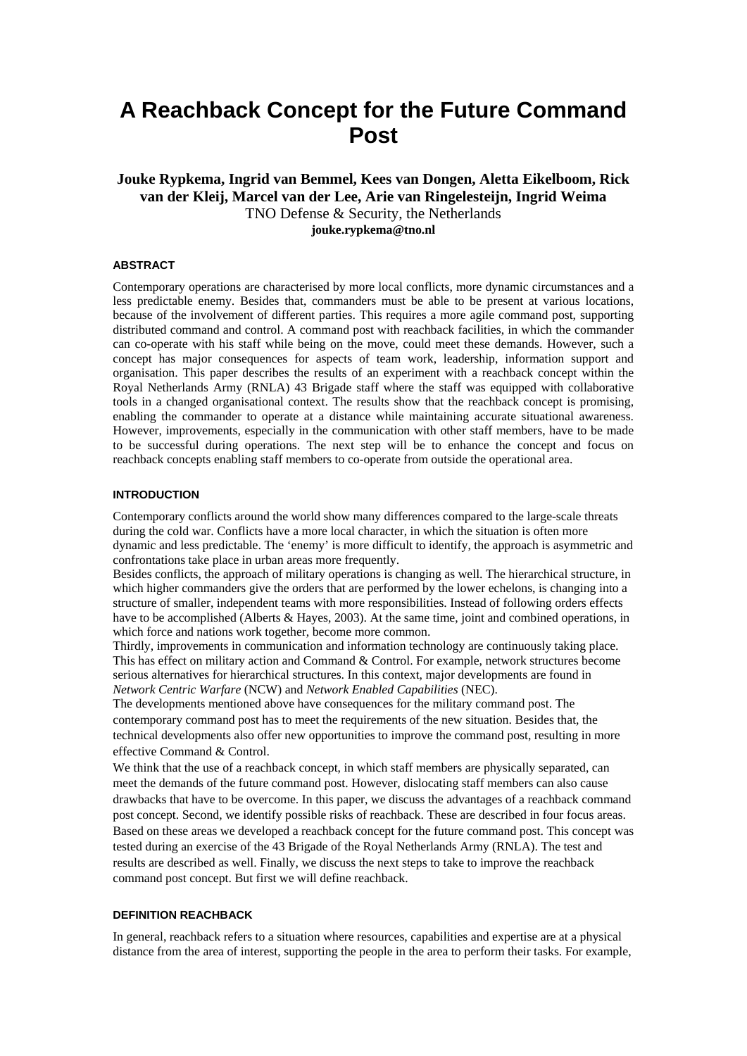# A Reachback Concept for the Future Command Post

**Jouke Rypkema, Ingrid van Bemmel, Kees van Dongen, Aletta Eikelboom, Rick van der Kleij, Marcel van der Lee, Arie van Ringelesteijn, Ingrid Weima**

TNO Defense & Security, the Netherlands

**jouke.rypkema@tno.nl**

## ABSTRACT

Contemporary operations are characterised by more local conflicts, more dynamic circumstances and a less predictable enemy. Besides that, commanders must be able to be present at various locations, because of the involvement of different parties. This requires a more agile command post, supporting distributed command and control. A command post with reachback facilities, in which the commander can co-operate with his staff while being on the move, could meet these demands. However, such a concept has major consequences for aspects of team work, leadership, information support and organisation. This paper describes the results of an experiment with a reachback concept within the Royal Netherlands Army (RNLA) 43 Brigade staff where the staff was equipped with collaborative tools in a changed organisational context. The results show that the reachback concept is promising, enabling the commander to operate at a distance while maintaining accurate situational awareness. However, improvements, especially in the communication with other staff members, have to be made to be successful during operations. The next step will be to enhance the concept and focus on reachback concepts enabling staff members to co-operate from outside the operational area.

## INTRODUCTION

Contemporary conflicts around the world show many differences compared to the large-scale threats during the cold war. Conflicts have a more local character, in which the situation is often more dynamic and less predictable. The 'enemy' is more difficult to identify, the approach is asymmetric and confrontations take place in urban areas more frequently.

Besides conflicts, the approach of military operations is changing as well. The hierarchical structure, in which higher commanders give the orders that are performed by the lower echelons, is changing into a structure of smaller, independent teams with more responsibilities. Instead of following orders effects have to be accomplished (Alberts & Hayes, 2003). At the same time, joint and combined operations, in which force and nations work together, become more common.

Thirdly, improvements in communication and information technology are continuously taking place. This has effect on military action and Command & Control. For example, network structures become serious alternatives for hierarchical structures. In this context, major developments are found in *Network Centric Warfare* (NCW) and *Network Enabled Capabilities* (NEC).

The developments mentioned above have consequences for the military command post. The contemporary command post has to meet the requirements of the new situation. Besides that, the technical developments also offer new opportunities to improve the command post, resulting in more effective Command & Control.

We think that the use of a reachback concept, in which staff members are physically separated, can meet the demands of the future command post. However, dislocating staff members can also cause drawbacks that have to be overcome. In this paper, we discuss the advantages of a reachback command post concept. Second, we identify possible risks of reachback. These are described in four focus areas. Based on these areas we developed a reachback concept for the future command post. This concept was tested during an exercise of the 43 Brigade of the Royal Netherlands Army (RNLA). The test and results are described as well. Finally, we discuss the next steps to take to improve the reachback command post concept. But first we will define reachback.

## DEFINITION REACHBACK

In general, reachback refers to a situation where resources, capabilities and expertise are at a physical distance from the area of interest, supporting the people in the area to perform their tasks. For example,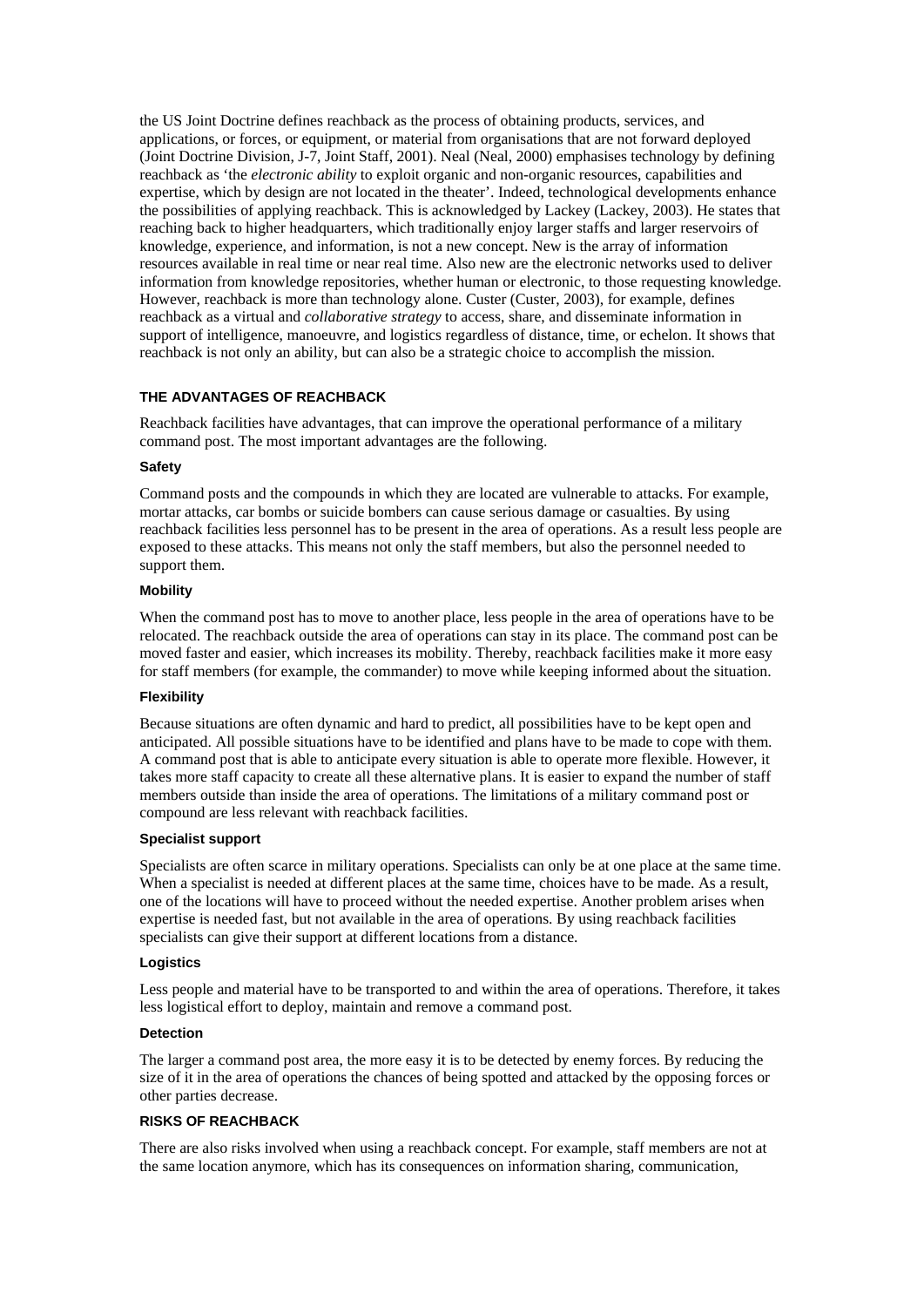the US Joint Doctrine defines reachback as the process of obtaining products, services, and applications, or forces, or equipment, or material from organisations that are not forward deployed (Joint Doctrine Division, J-7, Joint Staff, 2001). Neal (Neal, 2000) emphasises technology by defining reachback as 'the *electronic ability* to exploit organic and non-organic resources, capabilities and expertise, which by design are not located in the theater'. Indeed, technological developments enhance the possibilities of applying reachback. This is acknowledged by Lackey (Lackey, 2003). He states that reaching back to higher headquarters, which traditionally enjoy larger staffs and larger reservoirs of knowledge, experience, and information, is not a new concept. New is the array of information resources available in real time or near real time. Also new are the electronic networks used to deliver information from knowledge repositories, whether human or electronic, to those requesting knowledge. However, reachback is more than technology alone. Custer (Custer, 2003), for example, defines reachback as a virtual and *collaborative strategy* to access, share, and disseminate information in support of intelligence, manoeuvre, and logistics regardless of distance, time, or echelon. It shows that reachback is not only an ability, but can also be a strategic choice to accomplish the mission.

## THE ADVANTAGES OF REACHBACK

Reachback facilities have advantages, that can improve the operational performance of a military command post. The most important advantages are the following.

### Safety

Command posts and the compounds in which they are located are vulnerable to attacks. For example, mortar attacks, car bombs or suicide bombers can cause serious damage or casualties. By using reachback facilities less personnel has to be present in the area of operations. As a result less people are exposed to these attacks. This means not only the staff members, but also the personnel needed to support them.

### Mobility

When the command post has to move to another place, less people in the area of operations have to be relocated. The reachback outside the area of operations can stay in its place. The command post can be moved faster and easier, which increases its mobility. Thereby, reachback facilities make it more easy for staff members (for example, the commander) to move while keeping informed about the situation.

### Flexibility

Because situations are often dynamic and hard to predict, all possibilities have to be kept open and anticipated. All possible situations have to be identified and plans have to be made to cope with them. A command post that is able to anticipate every situation is able to operate more flexible. However, it takes more staff capacity to create all these alternative plans. It is easier to expand the number of staff members outside than inside the area of operations. The limitations of a military command post or compound are less relevant with reachback facilities.

### Specialist support

Specialists are often scarce in military operations. Specialists can only be at one place at the same time. When a specialist is needed at different places at the same time, choices have to be made. As a result, one of the locations will have to proceed without the needed expertise. Another problem arises when expertise is needed fast, but not available in the area of operations. By using reachback facilities specialists can give their support at different locations from a distance.

### Logistics

Less people and material have to be transported to and within the area of operations. Therefore, it takes less logistical effort to deploy, maintain and remove a command post.

### Detection

The larger a command post area, the more easy it is to be detected by enemy forces. By reducing the size of it in the area of operations the chances of being spotted and attacked by the opposing forces or other parties decrease.

## RISKS OF REACHBACK

There are also risks involved when using a reachback concept. For example, staff members are not at the same location anymore, which has its consequences on information sharing, communication,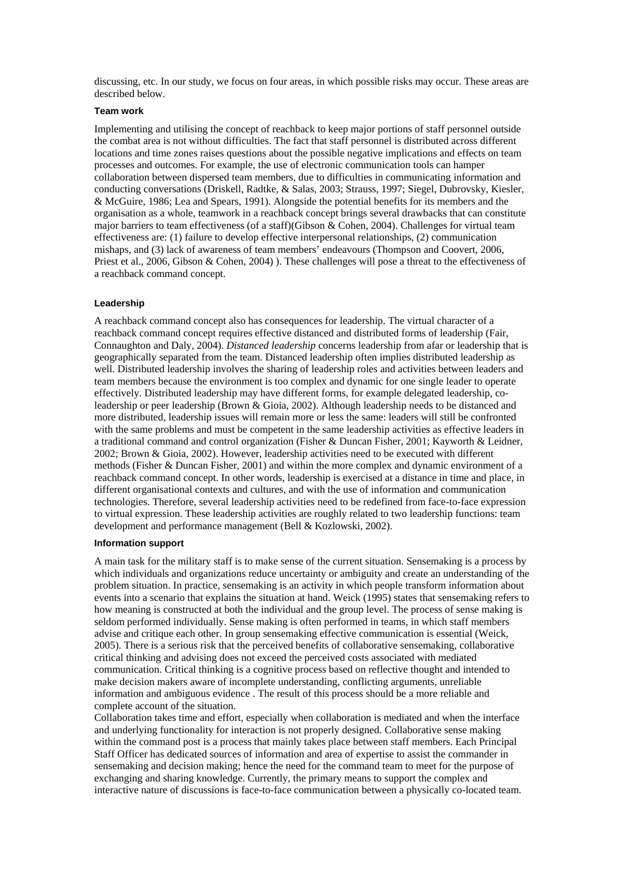discussing, etc. In our study, we focus on four areas, in which possible risks may occur. These areas are described below.

#### Team work

Implementing and utilising the concept of reachback to keep major portions of staff personnel outside the combat area is not without difficulties. The fact that staff personnel is distributed across different locations and time zones raises questions about the possible negative implications and effects on team processes and outcomes. For example, the use of electronic communication tools can hamper collaboration between dispersed team members, due to difficulties in communicating information and conducting conversations (Driskell, Radtke, & Salas, 2003; Strauss, 1997; Siegel, Dubrovsky, Kiesler, & McGuire, 1986; Lea and Spears, 1991). Alongside the potential benefits for its members and the organisation as a whole, teamwork in a reachback concept brings several drawbacks that can constitute major barriers to team effectiveness (of a staff)(Gibson & Cohen, 2004). Challenges for virtual team effectiveness are: (1) failure to develop effective interpersonal relationships, (2) communication mishaps, and (3) lack of awareness of team members' endeavours (Thompson and Coovert, 2006, Priest et al., 2006, Gibson & Cohen, 2004) ). These challenges will pose a threat to the effectiveness of a reachback command concept.

#### Leadership

A reachback command concept also has consequences for leadership. The virtual character of a reachback command concept requires effective distanced and distributed forms of leadership (Fair, Connaughton and Daly, 2004). *Distanced leadership* concerns leadership from afar or leadership that is geographically separated from the team. Distanced leadership often implies distributed leadership as well. Distributed leadership involves the sharing of leadership roles and activities between leaders and team members because the environment is too complex and dynamic for one single leader to operate effectively. Distributed leadership may have different forms, for example delegated leadership, co-leadership or peer leadership (Brown & Gioia, 2002). Although leadership needs to be distanced and more distributed, leadership issues will remain more or less the same: leaders will still be confronted with the same problems and must be competent in the same leadership activities as effective leaders in a traditional command and control organization (Fisher & Duncan Fisher, 2001; Kayworth & Leidner, 2002; Brown & Gioia, 2002). However, leadership activities need to be executed with different methods (Fisher & Duncan Fisher, 2001) and within the more complex and dynamic environment of a reachback command concept. In other words, leadership is exercised at a distance in time and place, in different organisational contexts and cultures, and with the use of information and communication technologies. Therefore, several leadership activities need to be redefined from face-to-face expression to virtual expression. These leadership activities are roughly related to two leadership functions: team development and performance management (Bell & Kozlowski, 2002).

#### Information support

A main task for the military staff is to make sense of the current situation. Sensemaking is a process by which individuals and organizations reduce uncertainty or ambiguity and create an understanding of the problem situation. In practice, sensemaking is an activity in which people transform information about events into a scenario that explains the situation at hand. Weick (1995) states that sensemaking refers to how meaning is constructed at both the individual and the group level. The process of sense making is seldom performed individually. Sense making is often performed in teams, in which staff members advise and critique each other. In group sensemaking effective communication is essential (Weick, 2005). There is a serious risk that the perceived benefits of collaborative sensemaking, collaborative critical thinking and advising does not exceed the perceived costs associated with mediated communication. Critical thinking is a cognitive process based on reflective thought and intended to make decision makers aware of incomplete understanding, conflicting arguments, unreliable information and ambiguous evidence . The result of this process should be a more reliable and complete account of the situation.

Collaboration takes time and effort, especially when collaboration is mediated and when the interface and underlying functionality for interaction is not properly designed. Collaborative sense making within the command post is a process that mainly takes place between staff members. Each Principal Staff Officer has dedicated sources of information and area of expertise to assist the commander in sensemaking and decision making; hence the need for the command team to meet for the purpose of exchanging and sharing knowledge. Currently, the primary means to support the complex and interactive nature of discussions is face-to-face communication between a physically co-located team.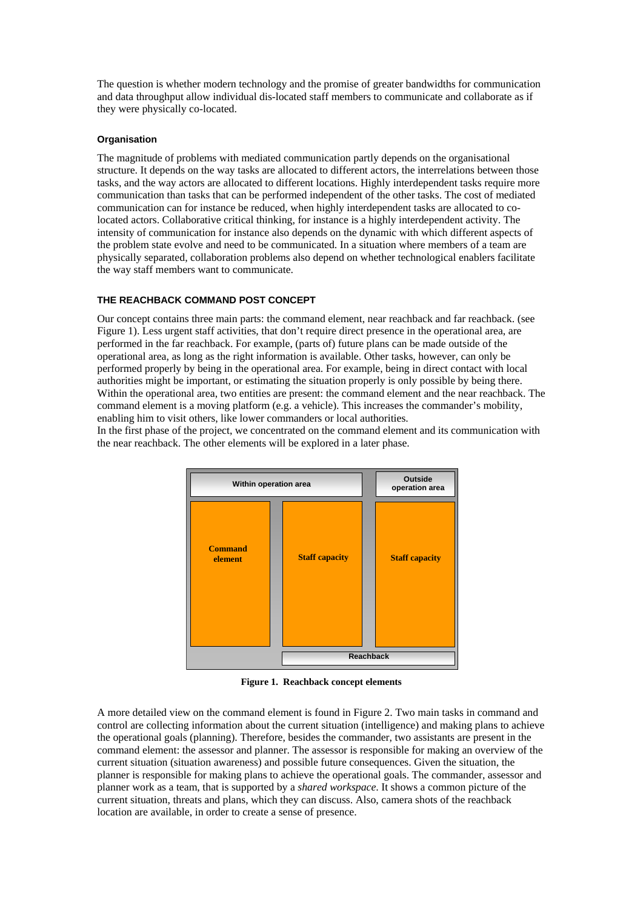The question is whether modern technology and the promise of greater bandwidths for communication and data throughput allow individual dis-located staff members to communicate and collaborate as if they were physically co-located.

#### Organisation

The magnitude of problems with mediated communication partly depends on the organisational structure. It depends on the way tasks are allocated to different actors, the interrelations between those tasks, and the way actors are allocated to different locations. Highly interdependent tasks require more communication than tasks that can be performed independent of the other tasks. The cost of mediated communication can for instance be reduced, when highly interdependent tasks are allocated to co-located actors. Collaborative critical thinking, for instance is a highly interdependent activity. The intensity of communication for instance also depends on the dynamic with which different aspects of the problem state evolve and need to be communicated. In a situation where members of a team are physically separated, collaboration problems also depend on whether technological enablers facilitate the way staff members want to communicate.

### THE REACHBACK COMMAND POST CONCEPT

Our concept contains three main parts: the command element, near reachback and far reachback. (see Figure 1). Less urgent staff activities, that don't require direct presence in the operational area, are performed in the far reachback. For example, (parts of) future plans can be made outside of the operational area, as long as the right information is available. Other tasks, however, can only be performed properly by being in the operational area. For example, being in direct contact with local authorities might be important, or estimating the situation properly is only possible by being there. Within the operational area, two entities are present: the command element and the near reachback. The command element is a moving platform (e.g. a vehicle). This increases the commander's mobility, enabling him to visit others, like lower commanders or local authorities.
In the first phase of the project, we concentrated on the command element and its communication with the near reachback. The other elements will be explored in a later phase.

| Within operation area | | Outside operation area |
|---|---|---|
| Command element | Staff capacity | Staff capacity |
| | Reachback | |

**Figure 1. Reachback concept elements**

A more detailed view on the command element is found in Figure 2. Two main tasks in command and control are collecting information about the current situation (intelligence) and making plans to achieve the operational goals (planning). Therefore, besides the commander, two assistants are present in the command element: the assessor and planner. The assessor is responsible for making an overview of the current situation (situation awareness) and possible future consequences. Given the situation, the planner is responsible for making plans to achieve the operational goals. The commander, assessor and planner work as a team, that is supported by a *shared workspace*. It shows a common picture of the current situation, threats and plans, which they can discuss. Also, camera shots of the reachback location are available, in order to create a sense of presence.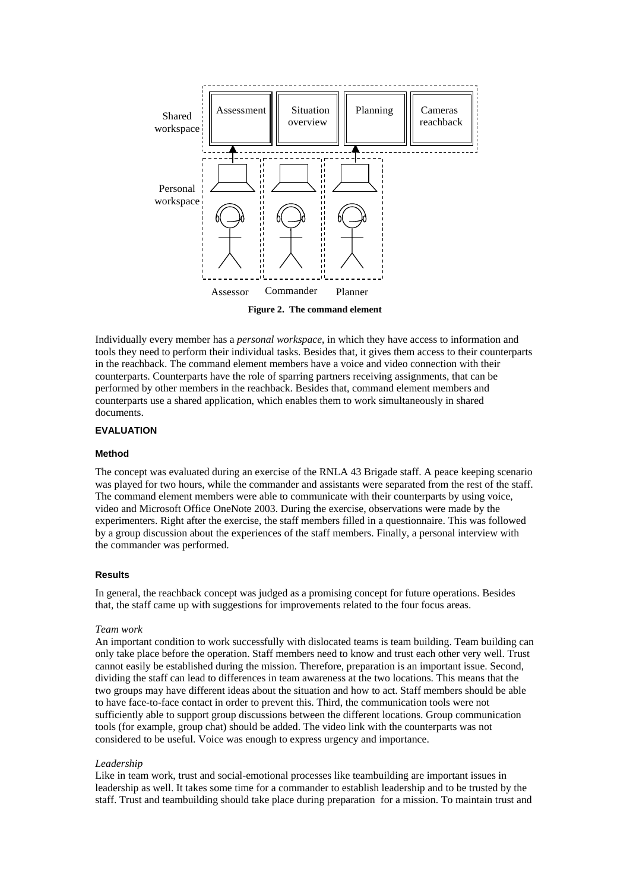**Figure 2. The command element**

Individually every member has a *personal workspace*, in which they have access to information and tools they need to perform their individual tasks. Besides that, it gives them access to their counterparts in the reachback. The command element members have a voice and video connection with their counterparts. Counterparts have the role of sparring partners receiving assignments, that can be performed by other members in the reachback. Besides that, command element members and counterparts use a shared application, which enables them to work simultaneously in shared documents.

## EVALUATION

### Method

The concept was evaluated during an exercise of the RNLA 43 Brigade staff. A peace keeping scenario was played for two hours, while the commander and assistants were separated from the rest of the staff. The command element members were able to communicate with their counterparts by using voice, video and Microsoft Office OneNote 2003. During the exercise, observations were made by the experimenters. Right after the exercise, the staff members filled in a questionnaire. This was followed by a group discussion about the experiences of the staff members. Finally, a personal interview with the commander was performed.

### Results

In general, the reachback concept was judged as a promising concept for future operations. Besides that, the staff came up with suggestions for improvements related to the four focus areas.

*Team work*

An important condition to work successfully with dislocated teams is team building. Team building can only take place before the operation. Staff members need to know and trust each other very well. Trust cannot easily be established during the mission. Therefore, preparation is an important issue. Second, dividing the staff can lead to differences in team awareness at the two locations. This means that the two groups may have different ideas about the situation and how to act. Staff members should be able to have face-to-face contact in order to prevent this. Third, the communication tools were not sufficiently able to support group discussions between the different locations. Group communication tools (for example, group chat) should be added. The video link with the counterparts was not considered to be useful. Voice was enough to express urgency and importance.

*Leadership*

Like in team work, trust and social-emotional processes like teambuilding are important issues in leadership as well. It takes some time for a commander to establish leadership and to be trusted by the staff. Trust and teambuilding should take place during preparation for a mission. To maintain trust and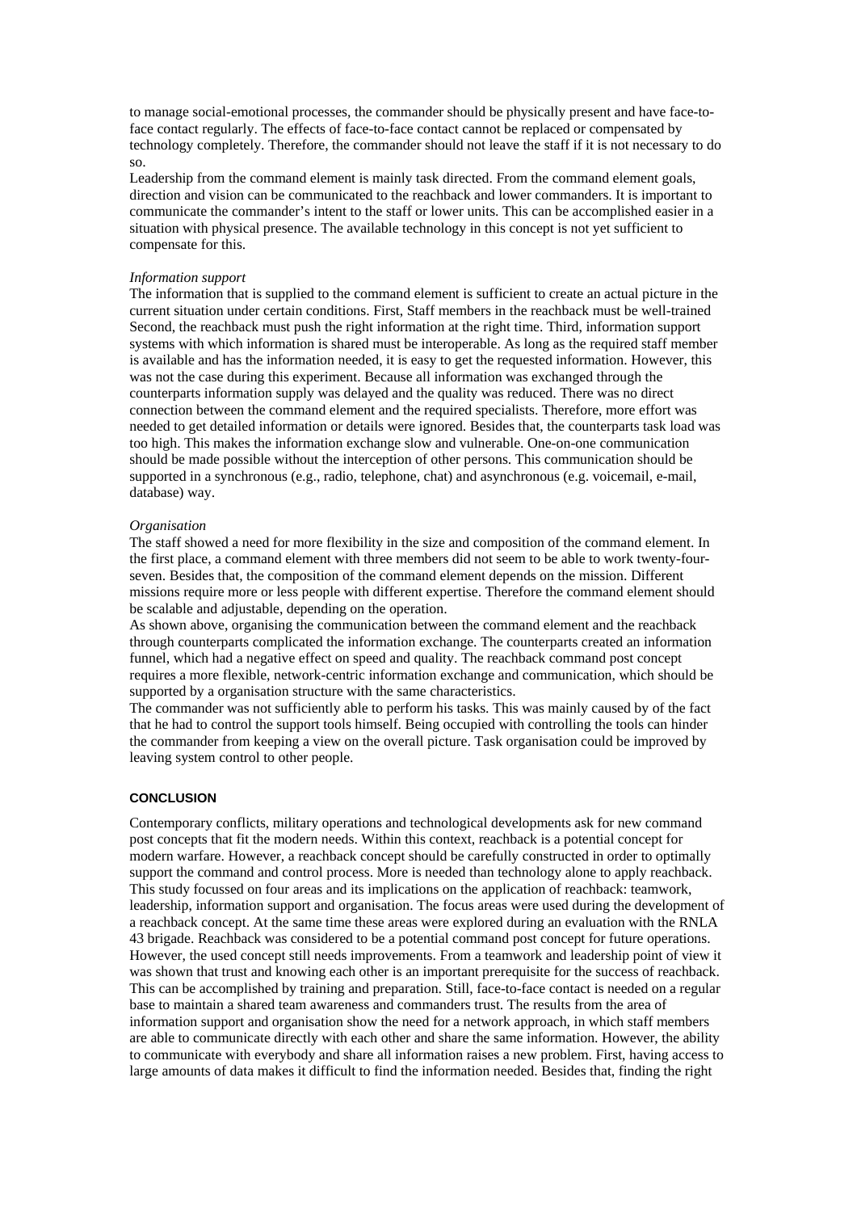to manage social-emotional processes, the commander should be physically present and have face-to-face contact regularly. The effects of face-to-face contact cannot be replaced or compensated by technology completely. Therefore, the commander should not leave the staff if it is not necessary to do so.

Leadership from the command element is mainly task directed. From the command element goals, direction and vision can be communicated to the reachback and lower commanders. It is important to communicate the commander's intent to the staff or lower units. This can be accomplished easier in a situation with physical presence. The available technology in this concept is not yet sufficient to compensate for this.

*Information support*

The information that is supplied to the command element is sufficient to create an actual picture in the current situation under certain conditions. First, Staff members in the reachback must be well-trained Second, the reachback must push the right information at the right time. Third, information support systems with which information is shared must be interoperable. As long as the required staff member is available and has the information needed, it is easy to get the requested information. However, this was not the case during this experiment. Because all information was exchanged through the counterparts information supply was delayed and the quality was reduced. There was no direct connection between the command element and the required specialists. Therefore, more effort was needed to get detailed information or details were ignored. Besides that, the counterparts task load was too high. This makes the information exchange slow and vulnerable. One-on-one communication should be made possible without the interception of other persons. This communication should be supported in a synchronous (e.g., radio, telephone, chat) and asynchronous (e.g. voicemail, e-mail, database) way.

*Organisation*

The staff showed a need for more flexibility in the size and composition of the command element. In the first place, a command element with three members did not seem to be able to work twenty-four-seven. Besides that, the composition of the command element depends on the mission. Different missions require more or less people with different expertise. Therefore the command element should be scalable and adjustable, depending on the operation.

As shown above, organising the communication between the command element and the reachback through counterparts complicated the information exchange. The counterparts created an information funnel, which had a negative effect on speed and quality. The reachback command post concept requires a more flexible, network-centric information exchange and communication, which should be supported by a organisation structure with the same characteristics.

The commander was not sufficiently able to perform his tasks. This was mainly caused by of the fact that he had to control the support tools himself. Being occupied with controlling the tools can hinder the commander from keeping a view on the overall picture. Task organisation could be improved by leaving system control to other people.

**CONCLUSION**

Contemporary conflicts, military operations and technological developments ask for new command post concepts that fit the modern needs. Within this context, reachback is a potential concept for modern warfare. However, a reachback concept should be carefully constructed in order to optimally support the command and control process. More is needed than technology alone to apply reachback. This study focussed on four areas and its implications on the application of reachback: teamwork, leadership, information support and organisation. The focus areas were used during the development of a reachback concept. At the same time these areas were explored during an evaluation with the RNLA 43 brigade. Reachback was considered to be a potential command post concept for future operations. However, the used concept still needs improvements. From a teamwork and leadership point of view it was shown that trust and knowing each other is an important prerequisite for the success of reachback. This can be accomplished by training and preparation. Still, face-to-face contact is needed on a regular base to maintain a shared team awareness and commanders trust. The results from the area of information support and organisation show the need for a network approach, in which staff members are able to communicate directly with each other and share the same information. However, the ability to communicate with everybody and share all information raises a new problem. First, having access to large amounts of data makes it difficult to find the information needed. Besides that, finding the right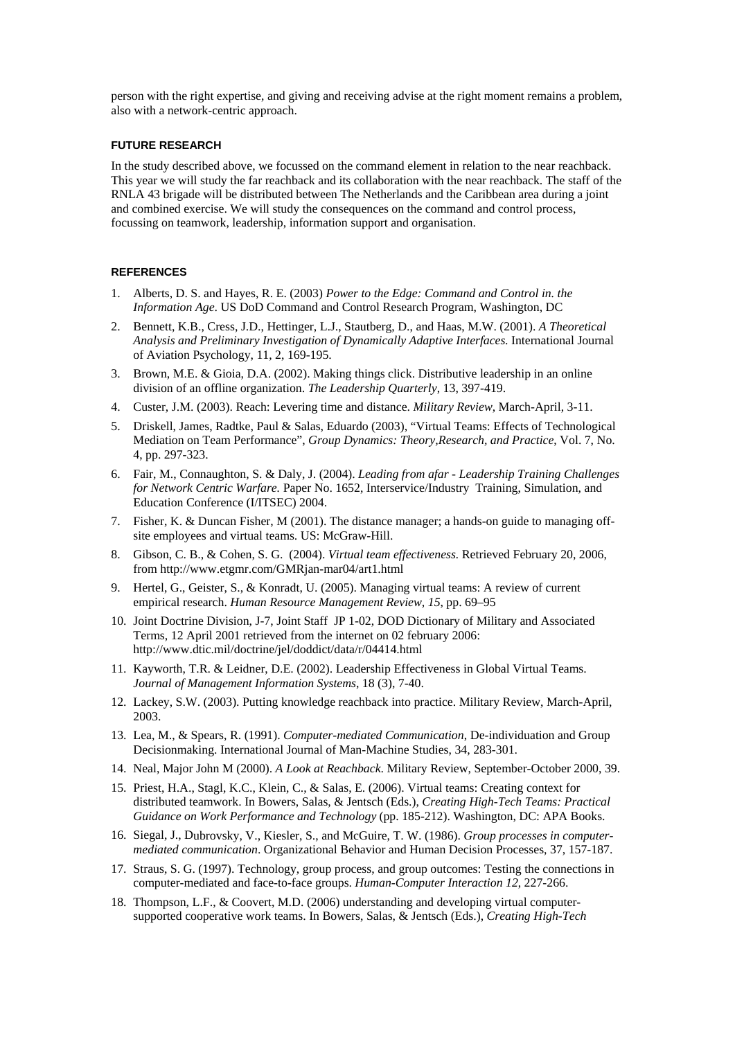person with the right expertise, and giving and receiving advise at the right moment remains a problem, also with a network-centric approach.

### FUTURE RESEARCH

In the study described above, we focussed on the command element in relation to the near reachback. This year we will study the far reachback and its collaboration with the near reachback. The staff of the RNLA 43 brigade will be distributed between The Netherlands and the Caribbean area during a joint and combined exercise. We will study the consequences on the command and control process, focussing on teamwork, leadership, information support and organisation.

### REFERENCES

1. Alberts, D. S. and Hayes, R. E. (2003) *Power to the Edge: Command and Control in. the Information Age*. US DoD Command and Control Research Program, Washington, DC
2. Bennett, K.B., Cress, J.D., Hettinger, L.J., Stautberg, D., and Haas, M.W. (2001). *A Theoretical Analysis and Preliminary Investigation of Dynamically Adaptive Interfaces.* International Journal of Aviation Psychology, 11, 2, 169-195.
3. Brown, M.E. & Gioia, D.A. (2002). Making things click. Distributive leadership in an online division of an offline organization. *The Leadership Quarterly*, 13, 397-419.
4. Custer, J.M. (2003). Reach: Levering time and distance. *Military Review*, March-April, 3-11.
5. Driskell, James, Radtke, Paul & Salas, Eduardo (2003), "Virtual Teams: Effects of Technological Mediation on Team Performance", *Group Dynamics: Theory,Research, and Practice*, Vol. 7, No. 4, pp. 297-323.
6. Fair, M., Connaughton, S. & Daly, J. (2004). *Leading from afar - Leadership Training Challenges for Network Centric Warfare.* Paper No. 1652, Interservice/Industry Training, Simulation, and Education Conference (I/ITSEC) 2004.
7. Fisher, K. & Duncan Fisher, M (2001). The distance manager; a hands-on guide to managing off-site employees and virtual teams. US: McGraw-Hill.
8. Gibson, C. B., & Cohen, S. G. (2004). *Virtual team effectiveness.* Retrieved February 20, 2006, from http://www.etgmr.com/GMRjan-mar04/art1.html
9. Hertel, G., Geister, S., & Konradt, U. (2005). Managing virtual teams: A review of current empirical research. *Human Resource Management Review, 15,* pp. 69–95
10. Joint Doctrine Division, J-7, Joint Staff JP 1-02, DOD Dictionary of Military and Associated Terms, 12 April 2001 retrieved from the internet on 02 february 2006: http://www.dtic.mil/doctrine/jel/doddict/data/r/04414.html
11. Kayworth, T.R. & Leidner, D.E. (2002). Leadership Effectiveness in Global Virtual Teams. *Journal of Management Information Systems*, 18 (3), 7-40.
12. Lackey, S.W. (2003). Putting knowledge reachback into practice. Military Review, March-April, 2003.
13. Lea, M., & Spears, R. (1991). *Computer-mediated Communication,* De-individuation and Group Decisionmaking. International Journal of Man-Machine Studies, 34, 283-301.
14. Neal, Major John M (2000). *A Look at Reachback.* Military Review, September-October 2000, 39.
15. Priest, H.A., Stagl, K.C., Klein, C., & Salas, E. (2006). Virtual teams: Creating context for distributed teamwork. In Bowers, Salas, & Jentsch (Eds.), *Creating High-Tech Teams: Practical Guidance on Work Performance and Technology* (pp. 185-212). Washington, DC: APA Books.
16. Siegal, J., Dubrovsky, V., Kiesler, S., and McGuire, T. W. (1986). *Group processes in computer-mediated communication*. Organizational Behavior and Human Decision Processes, 37, 157-187.
17. Straus, S. G. (1997). Technology, group process, and group outcomes: Testing the connections in computer-mediated and face-to-face groups. *Human-Computer Interaction 12*, 227-266.
18. Thompson, L.F., & Coovert, M.D. (2006) understanding and developing virtual computer-supported cooperative work teams. In Bowers, Salas, & Jentsch (Eds.), *Creating High-Tech*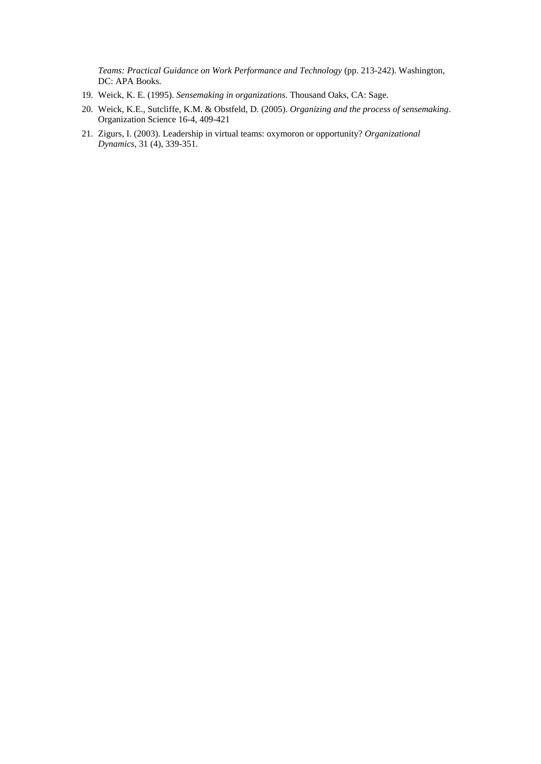*Teams: Practical Guidance on Work Performance and Technology* (pp. 213-242). Washington, DC: APA Books.

19. Weick, K. E. (1995). *Sensemaking in organizations*. Thousand Oaks, CA: Sage.
20. Weick, K.E., Sutcliffe, K.M. & Obstfeld, D. (2005). *Organizing and the process of sensemaking*. Organization Science 16-4, 409-421
21. Zigurs, I. (2003). Leadership in virtual teams: oxymoron or opportunity? *Organizational Dynamics*, 31 (4), 339-351.